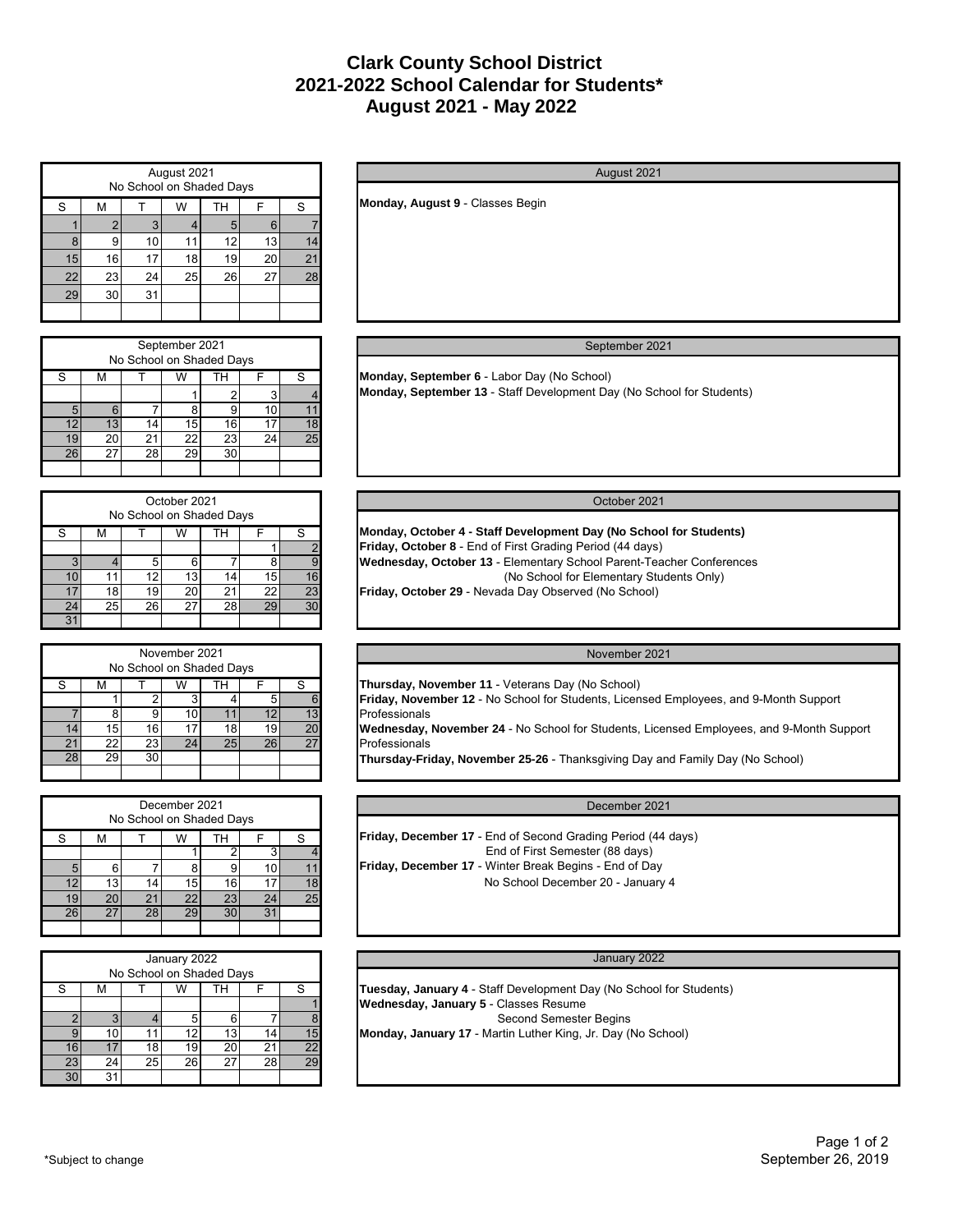# Clark County School District
# 2021-2022 School Calendar for Students*
# August 2021 - May 2022

| August 2021 No School on Shaded Days | | | | | | |
|---|---|---|---|---|---|---|
| S | M | T | W | TH | F | S |
| 1 | 2 | 3 | 4 | 5 | 6 | 7 |
| 8 | 9 | 10 | 11 | 12 | 13 | 14 |
| 15 | 16 | 17 | 18 | 19 | 20 | 21 |
| 22 | 23 | 24 | 25 | 26 | 27 | 28 |
| 29 | 30 | 31 | | | | |

### August 2021

**Monday, August 9** - Classes Begin

| September 2021 No School on Shaded Days | | | | | | |
|---|---|---|---|---|---|---|
| S | M | T | W | TH | F | S |
| | | | 1 | 2 | 3 | 4 |
| 5 | 6 | 7 | 8 | 9 | 10 | 11 |
| 12 | 13 | 14 | 15 | 16 | 17 | 18 |
| 19 | 20 | 21 | 22 | 23 | 24 | 25 |
| 26 | 27 | 28 | 29 | 30 | | |

### September 2021

**Monday, September 6** - Labor Day (No School)
**Monday, September 13** - Staff Development Day (No School for Students)

| October 2021 No School on Shaded Days | | | | | | |
|---|---|---|---|---|---|---|
| S | M | T | W | TH | F | S |
| | | | | | 1 | 2 |
| 3 | 4 | 5 | 6 | 7 | 8 | 9 |
| 10 | 11 | 12 | 13 | 14 | 15 | 16 |
| 17 | 18 | 19 | 20 | 21 | 22 | 23 |
| 24 | 25 | 26 | 27 | 28 | 29 | 30 |
| 31 | | | | | | |

### October 2021

**Monday, October 4 - Staff Development Day (No School for Students)**
**Friday, October 8** - End of First Grading Period (44 days)
**Wednesday, October 13** - Elementary School Parent-Teacher Conferences
(No School for Elementary Students Only)
**Friday, October 29** - Nevada Day Observed (No School)

| November 2021 No School on Shaded Days | | | | | | |
|---|---|---|---|---|---|---|
| S | M | T | W | TH | F | S |
| | 1 | 2 | 3 | 4 | 5 | 6 |
| 7 | 8 | 9 | 10 | 11 | 12 | 13 |
| 14 | 15 | 16 | 17 | 18 | 19 | 20 |
| 21 | 22 | 23 | 24 | 25 | 26 | 27 |
| 28 | 29 | 30 | | | | |

### November 2021

**Thursday, November 11** - Veterans Day (No School)
**Friday, November 12** - No School for Students, Licensed Employees, and 9-Month Support Professionals
**Wednesday, November 24** - No School for Students, Licensed Employees, and 9-Month Support Professionals
**Thursday-Friday, November 25-26** - Thanksgiving Day and Family Day (No School)

| December 2021 No School on Shaded Days | | | | | | |
|---|---|---|---|---|---|---|
| S | M | T | W | TH | F | S |
| | | | 1 | 2 | 3 | 4 |
| 5 | 6 | 7 | 8 | 9 | 10 | 11 |
| 12 | 13 | 14 | 15 | 16 | 17 | 18 |
| 19 | 20 | 21 | 22 | 23 | 24 | 25 |
| 26 | 27 | 28 | 29 | 30 | 31 | |

### December 2021

**Friday, December 17** - End of Second Grading Period (44 days)
End of First Semester (88 days)
**Friday, December 17** - Winter Break Begins - End of Day
No School December 20 - January 4

| January 2022 No School on Shaded Days | | | | | | |
|---|---|---|---|---|---|---|
| S | M | T | W | TH | F | S |
| | | | | | | 1 |
| 2 | 3 | 4 | 5 | 6 | 7 | 8 |
| 9 | 10 | 11 | 12 | 13 | 14 | 15 |
| 16 | 17 | 18 | 19 | 20 | 21 | 22 |
| 23 | 24 | 25 | 26 | 27 | 28 | 29 |
| 30 | 31 | | | | | |

### January 2022

**Tuesday, January 4** - Staff Development Day (No School for Students)
**Wednesday, January 5** - Classes Resume
Second Semester Begins
**Monday, January 17** - Martin Luther King, Jr. Day (No School)

*Subject to change

September 26, 2019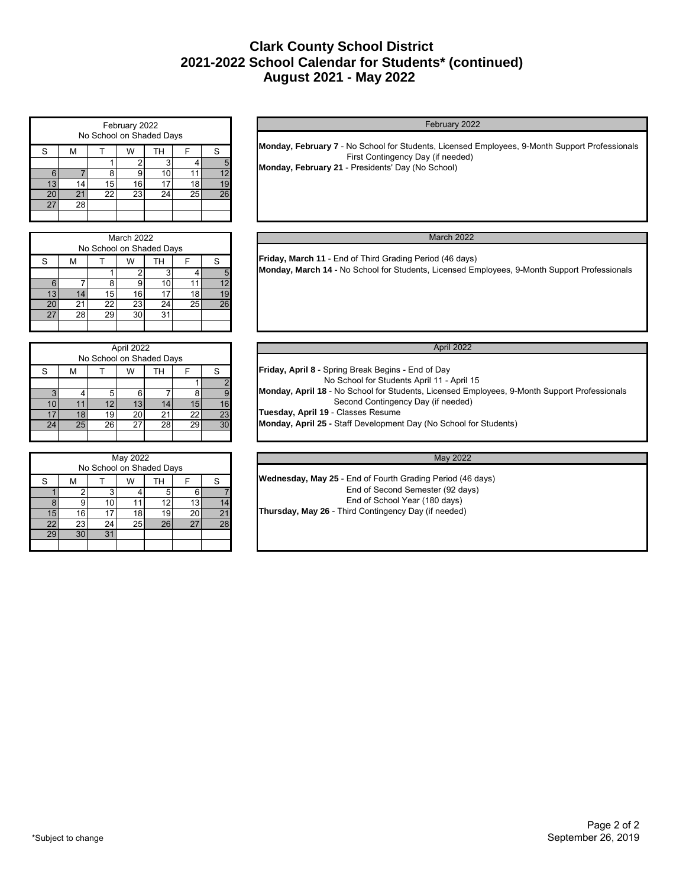# Clark County School District
# 2021-2022 School Calendar for Students* (continued)
# August 2021 - May 2022

| February 2022 No School on Shaded Days | | | | | | |
|---|---|---|---|---|---|---|
| S | M | T | W | TH | F | S |
| | | 1 | 2 | 3 | 4 | 5 |
| 6 | 7 | 8 | 9 | 10 | 11 | 12 |
| 13 | 14 | 15 | 16 | 17 | 18 | 19 |
| 20 | 21 | 22 | 23 | 24 | 25 | 26 |
| 27 | 28 | | | | | |

### February 2022

**Monday, February 7** - No School for Students, Licensed Employees, 9-Month Support Professionals
First Contingency Day (if needed)

**Monday, February 21** - Presidents' Day (No School)

| March 2022 No School on Shaded Days | | | | | | |
|---|---|---|---|---|---|---|
| S | M | T | W | TH | F | S |
| | | 1 | 2 | 3 | 4 | 5 |
| 6 | 7 | 8 | 9 | 10 | 11 | 12 |
| 13 | 14 | 15 | 16 | 17 | 18 | 19 |
| 20 | 21 | 22 | 23 | 24 | 25 | 26 |
| 27 | 28 | 29 | 30 | 31 | | |

### March 2022

**Friday, March 11** - End of Third Grading Period (46 days)

**Monday, March 14** - No School for Students, Licensed Employees, 9-Month Support Professionals

| April 2022 No School on Shaded Days | | | | | | |
|---|---|---|---|---|---|---|
| S | M | T | W | TH | F | S |
| | | | | | 1 | 2 |
| 3 | 4 | 5 | 6 | 7 | 8 | 9 |
| 10 | 11 | 12 | 13 | 14 | 15 | 16 |
| 17 | 18 | 19 | 20 | 21 | 22 | 23 |
| 24 | 25 | 26 | 27 | 28 | 29 | 30 |

### April 2022

**Friday, April 8** - Spring Break Begins - End of Day
No School for Students April 11 - April 15

**Monday, April 18** - No School for Students, Licensed Employees, 9-Month Support Professionals
Second Contingency Day (if needed)

**Tuesday, April 19** - Classes Resume

**Monday, April 25** - Staff Development Day (No School for Students)

| May 2022 No School on Shaded Days | | | | | | |
|---|---|---|---|---|---|---|
| S | M | T | W | TH | F | S |
| 1 | 2 | 3 | 4 | 5 | 6 | 7 |
| 8 | 9 | 10 | 11 | 12 | 13 | 14 |
| 15 | 16 | 17 | 18 | 19 | 20 | 21 |
| 22 | 23 | 24 | 25 | 26 | 27 | 28 |
| 29 | 30 | 31 | | | | |

### May 2022

**Wednesday, May 25** - End of Fourth Grading Period (46 days)
End of Second Semester (92 days)
End of School Year (180 days)

**Thursday, May 26** - Third Contingency Day (if needed)

*Subject to change

September 26, 2019